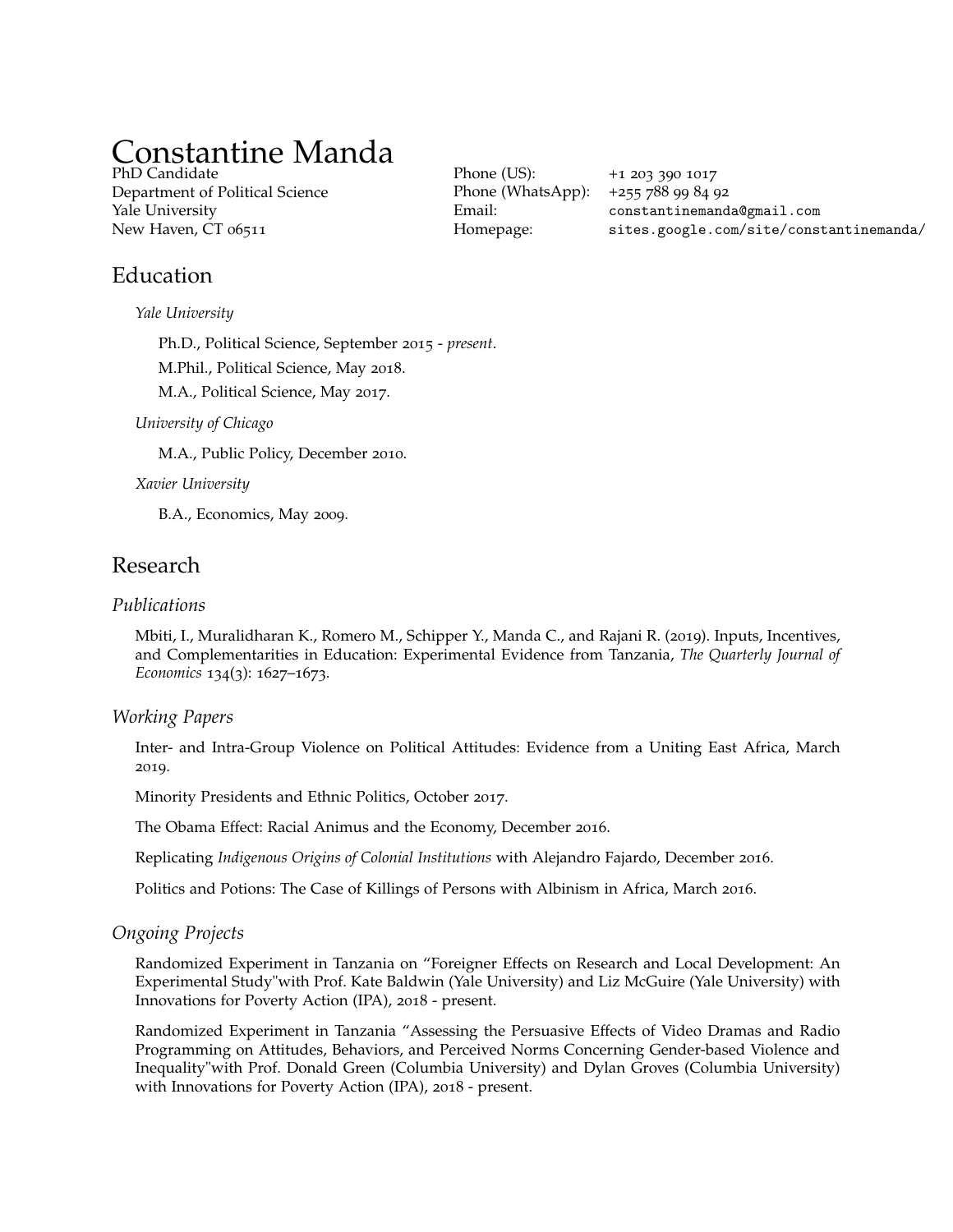# Constantine Manda

PhD Candidate
Department of Political Science
Yale University
New Haven, CT 06511

| | |
|---|---|
| Phone (US): | +1 203 390 1017 |
| Phone (WhatsApp): | +255 788 99 84 92 |
| Email: | constantinemanda@gmail.com |
| Homepage: | sites.google.com/site/constantinemanda/ |

## Education

*Yale University*

Ph.D., Political Science, September 2015 - *present*.

M.Phil., Political Science, May 2018.

M.A., Political Science, May 2017.

*University of Chicago*

M.A., Public Policy, December 2010.

*Xavier University*

B.A., Economics, May 2009.

## Research

### *Publications*

Mbiti, I., Muralidharan K., Romero M., Schipper Y., Manda C., and Rajani R. (2019). Inputs, Incentives, and Complementarities in Education: Experimental Evidence from Tanzania, *The Quarterly Journal of Economics* 134(3): 1627–1673.

### *Working Papers*

Inter- and Intra-Group Violence on Political Attitudes: Evidence from a Uniting East Africa, March 2019.

Minority Presidents and Ethnic Politics, October 2017.

The Obama Effect: Racial Animus and the Economy, December 2016.

Replicating *Indigenous Origins of Colonial Institutions* with Alejandro Fajardo, December 2016.

Politics and Potions: The Case of Killings of Persons with Albinism in Africa, March 2016.

### *Ongoing Projects*

Randomized Experiment in Tanzania on "Foreigner Effects on Research and Local Development: An Experimental Study"with Prof. Kate Baldwin (Yale University) and Liz McGuire (Yale University) with Innovations for Poverty Action (IPA), 2018 - present.

Randomized Experiment in Tanzania "Assessing the Persuasive Effects of Video Dramas and Radio Programming on Attitudes, Behaviors, and Perceived Norms Concerning Gender-based Violence and Inequality"with Prof. Donald Green (Columbia University) and Dylan Groves (Columbia University) with Innovations for Poverty Action (IPA), 2018 - present.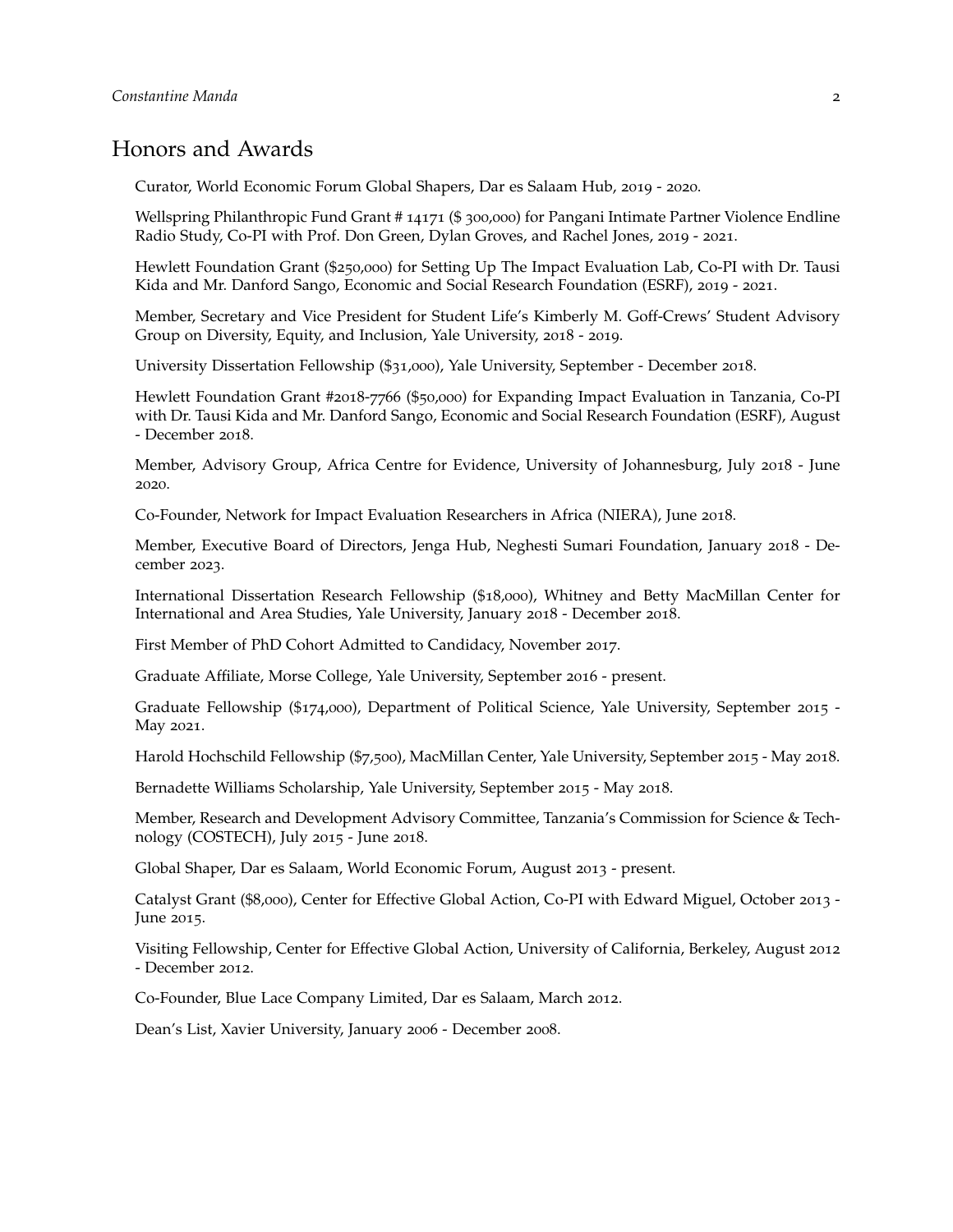## Honors and Awards

Curator, World Economic Forum Global Shapers, Dar es Salaam Hub, 2019 - 2020.

Wellspring Philanthropic Fund Grant # 14171 ($ 300,000) for Pangani Intimate Partner Violence Endline Radio Study, Co-PI with Prof. Don Green, Dylan Groves, and Rachel Jones, 2019 - 2021.

Hewlett Foundation Grant ($250,000) for Setting Up The Impact Evaluation Lab, Co-PI with Dr. Tausi Kida and Mr. Danford Sango, Economic and Social Research Foundation (ESRF), 2019 - 2021.

Member, Secretary and Vice President for Student Life's Kimberly M. Goff-Crews' Student Advisory Group on Diversity, Equity, and Inclusion, Yale University, 2018 - 2019.

University Dissertation Fellowship ($31,000), Yale University, September - December 2018.

Hewlett Foundation Grant #2018-7766 ($50,000) for Expanding Impact Evaluation in Tanzania, Co-PI with Dr. Tausi Kida and Mr. Danford Sango, Economic and Social Research Foundation (ESRF), August - December 2018.

Member, Advisory Group, Africa Centre for Evidence, University of Johannesburg, July 2018 - June 2020.

Co-Founder, Network for Impact Evaluation Researchers in Africa (NIERA), June 2018.

Member, Executive Board of Directors, Jenga Hub, Neghesti Sumari Foundation, January 2018 - December 2023.

International Dissertation Research Fellowship ($18,000), Whitney and Betty MacMillan Center for International and Area Studies, Yale University, January 2018 - December 2018.

First Member of PhD Cohort Admitted to Candidacy, November 2017.

Graduate Affiliate, Morse College, Yale University, September 2016 - present.

Graduate Fellowship ($174,000), Department of Political Science, Yale University, September 2015 - May 2021.

Harold Hochschild Fellowship ($7,500), MacMillan Center, Yale University, September 2015 - May 2018.

Bernadette Williams Scholarship, Yale University, September 2015 - May 2018.

Member, Research and Development Advisory Committee, Tanzania's Commission for Science & Technology (COSTECH), July 2015 - June 2018.

Global Shaper, Dar es Salaam, World Economic Forum, August 2013 - present.

Catalyst Grant ($8,000), Center for Effective Global Action, Co-PI with Edward Miguel, October 2013 - June 2015.

Visiting Fellowship, Center for Effective Global Action, University of California, Berkeley, August 2012 - December 2012.

Co-Founder, Blue Lace Company Limited, Dar es Salaam, March 2012.

Dean's List, Xavier University, January 2006 - December 2008.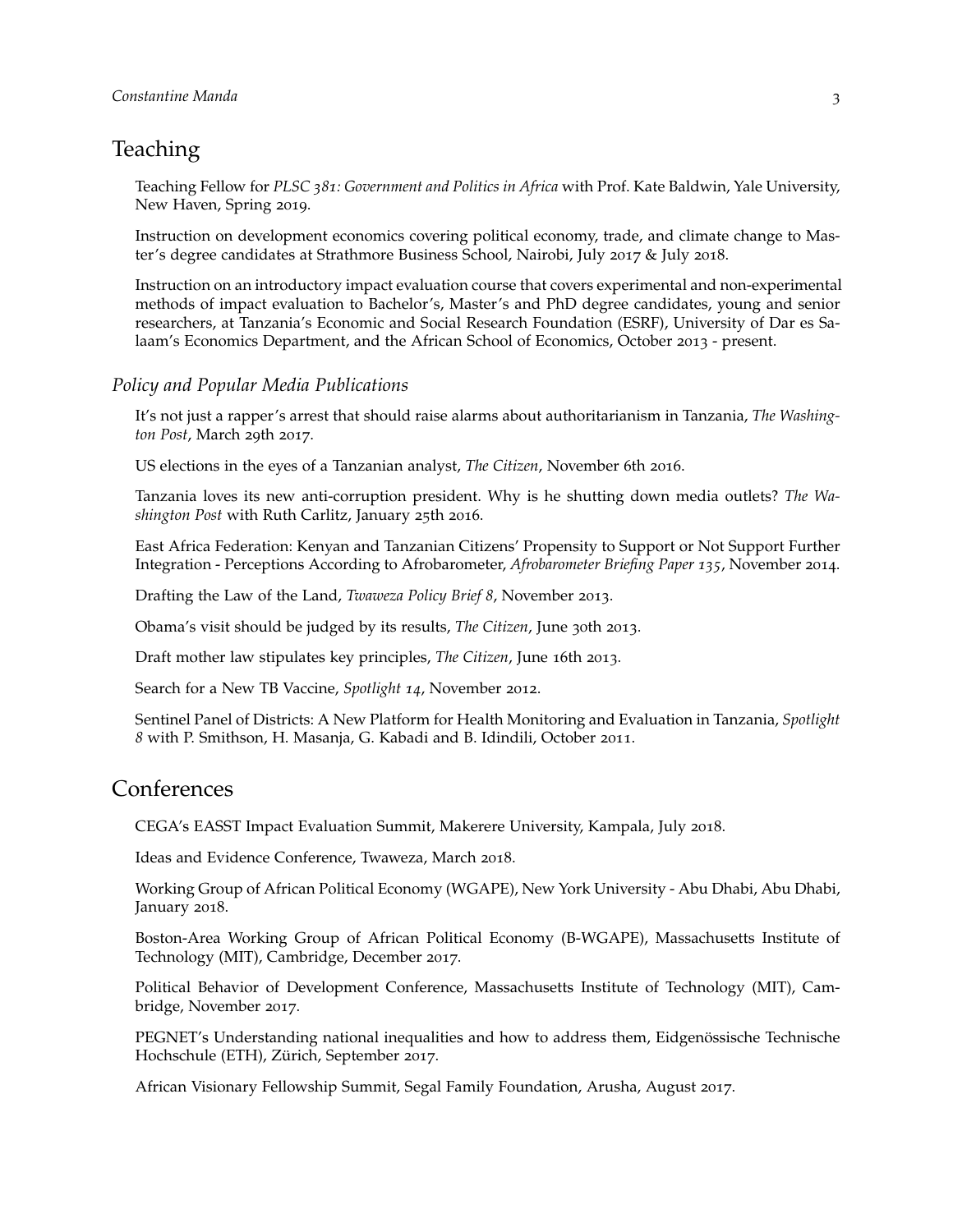## Teaching

Teaching Fellow for *PLSC 381: Government and Politics in Africa* with Prof. Kate Baldwin, Yale University, New Haven, Spring 2019.

Instruction on development economics covering political economy, trade, and climate change to Master's degree candidates at Strathmore Business School, Nairobi, July 2017 & July 2018.

Instruction on an introductory impact evaluation course that covers experimental and non-experimental methods of impact evaluation to Bachelor's, Master's and PhD degree candidates, young and senior researchers, at Tanzania's Economic and Social Research Foundation (ESRF), University of Dar es Salaam's Economics Department, and the African School of Economics, October 2013 - present.

### *Policy and Popular Media Publications*

It's not just a rapper's arrest that should raise alarms about authoritarianism in Tanzania, *The Washington Post*, March 29th 2017.

US elections in the eyes of a Tanzanian analyst, *The Citizen*, November 6th 2016.

Tanzania loves its new anti-corruption president. Why is he shutting down media outlets? *The Washington Post* with Ruth Carlitz, January 25th 2016.

East Africa Federation: Kenyan and Tanzanian Citizens' Propensity to Support or Not Support Further Integration - Perceptions According to Afrobarometer, *Afrobarometer Briefing Paper 135*, November 2014.

Drafting the Law of the Land, *Twaweza Policy Brief 8*, November 2013.

Obama's visit should be judged by its results, *The Citizen*, June 30th 2013.

Draft mother law stipulates key principles, *The Citizen*, June 16th 2013.

Search for a New TB Vaccine, *Spotlight 14*, November 2012.

Sentinel Panel of Districts: A New Platform for Health Monitoring and Evaluation in Tanzania, *Spotlight 8* with P. Smithson, H. Masanja, G. Kabadi and B. Idindili, October 2011.

## Conferences

CEGA's EASST Impact Evaluation Summit, Makerere University, Kampala, July 2018.

Ideas and Evidence Conference, Twaweza, March 2018.

Working Group of African Political Economy (WGAPE), New York University - Abu Dhabi, Abu Dhabi, January 2018.

Boston-Area Working Group of African Political Economy (B-WGAPE), Massachusetts Institute of Technology (MIT), Cambridge, December 2017.

Political Behavior of Development Conference, Massachusetts Institute of Technology (MIT), Cambridge, November 2017.

PEGNET's Understanding national inequalities and how to address them, Eidgenössische Technische Hochschule (ETH), Zürich, September 2017.

African Visionary Fellowship Summit, Segal Family Foundation, Arusha, August 2017.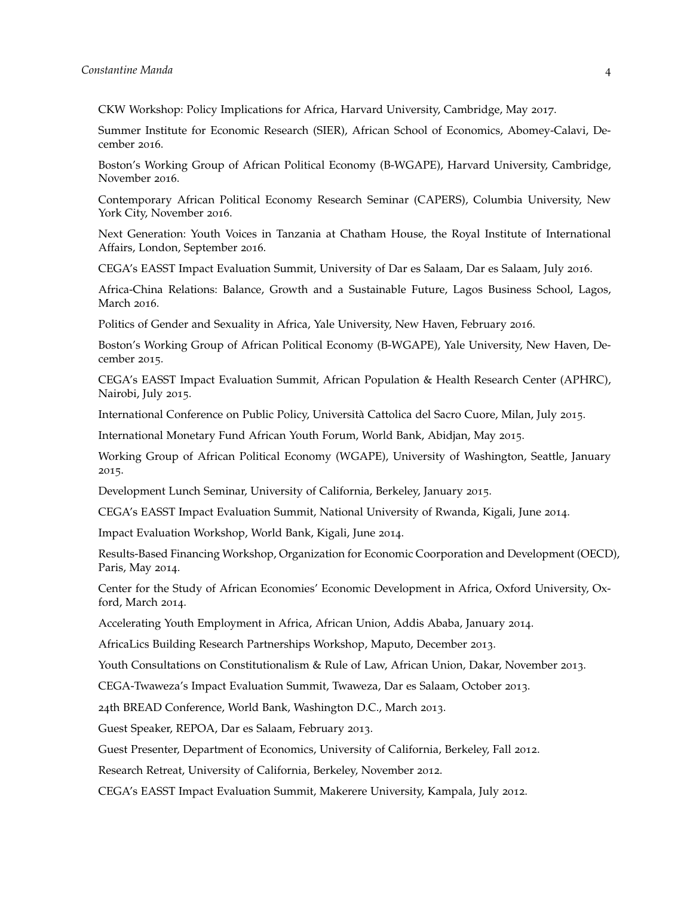CKW Workshop: Policy Implications for Africa, Harvard University, Cambridge, May 2017.

Summer Institute for Economic Research (SIER), African School of Economics, Abomey-Calavi, December 2016.

Boston's Working Group of African Political Economy (B-WGAPE), Harvard University, Cambridge, November 2016.

Contemporary African Political Economy Research Seminar (CAPERS), Columbia University, New York City, November 2016.

Next Generation: Youth Voices in Tanzania at Chatham House, the Royal Institute of International Affairs, London, September 2016.

CEGA's EASST Impact Evaluation Summit, University of Dar es Salaam, Dar es Salaam, July 2016.

Africa-China Relations: Balance, Growth and a Sustainable Future, Lagos Business School, Lagos, March 2016.

Politics of Gender and Sexuality in Africa, Yale University, New Haven, February 2016.

Boston's Working Group of African Political Economy (B-WGAPE), Yale University, New Haven, December 2015.

CEGA's EASST Impact Evaluation Summit, African Population & Health Research Center (APHRC), Nairobi, July 2015.

International Conference on Public Policy, Università Cattolica del Sacro Cuore, Milan, July 2015.

International Monetary Fund African Youth Forum, World Bank, Abidjan, May 2015.

Working Group of African Political Economy (WGAPE), University of Washington, Seattle, January 2015.

Development Lunch Seminar, University of California, Berkeley, January 2015.

CEGA's EASST Impact Evaluation Summit, National University of Rwanda, Kigali, June 2014.

Impact Evaluation Workshop, World Bank, Kigali, June 2014.

Results-Based Financing Workshop, Organization for Economic Coorporation and Development (OECD), Paris, May 2014.

Center for the Study of African Economies' Economic Development in Africa, Oxford University, Oxford, March 2014.

Accelerating Youth Employment in Africa, African Union, Addis Ababa, January 2014.

AfricaLics Building Research Partnerships Workshop, Maputo, December 2013.

Youth Consultations on Constitutionalism & Rule of Law, African Union, Dakar, November 2013.

CEGA-Twaweza's Impact Evaluation Summit, Twaweza, Dar es Salaam, October 2013.

24th BREAD Conference, World Bank, Washington D.C., March 2013.

Guest Speaker, REPOA, Dar es Salaam, February 2013.

Guest Presenter, Department of Economics, University of California, Berkeley, Fall 2012.

Research Retreat, University of California, Berkeley, November 2012.

CEGA's EASST Impact Evaluation Summit, Makerere University, Kampala, July 2012.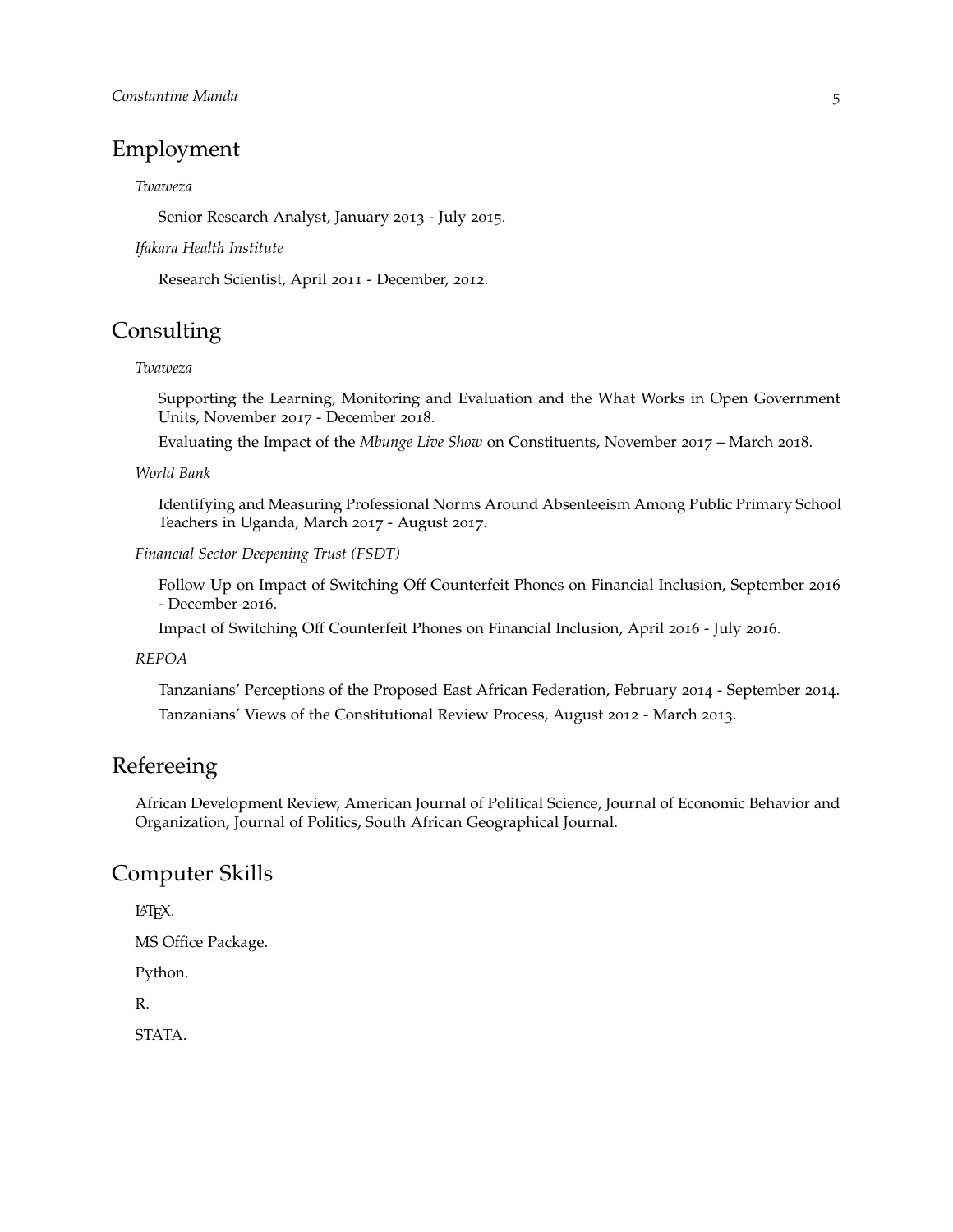## Employment

*Twaweza*

Senior Research Analyst, January 2013 - July 2015.

*Ifakara Health Institute*

Research Scientist, April 2011 - December, 2012.

## Consulting

*Twaweza*

Supporting the Learning, Monitoring and Evaluation and the What Works in Open Government Units, November 2017 - December 2018.

Evaluating the Impact of the *Mbunge Live Show* on Constituents, November 2017 – March 2018.

*World Bank*

Identifying and Measuring Professional Norms Around Absenteeism Among Public Primary School Teachers in Uganda, March 2017 - August 2017.

*Financial Sector Deepening Trust (FSDT)*

Follow Up on Impact of Switching Off Counterfeit Phones on Financial Inclusion, September 2016 - December 2016.

Impact of Switching Off Counterfeit Phones on Financial Inclusion, April 2016 - July 2016.

*REPOA*

Tanzanians' Perceptions of the Proposed East African Federation, February 2014 - September 2014.

Tanzanians' Views of the Constitutional Review Process, August 2012 - March 2013.

## Refereeing

African Development Review, American Journal of Political Science, Journal of Economic Behavior and Organization, Journal of Politics, South African Geographical Journal.

## Computer Skills

LaTeX.

MS Office Package.

Python.

R.

STATA.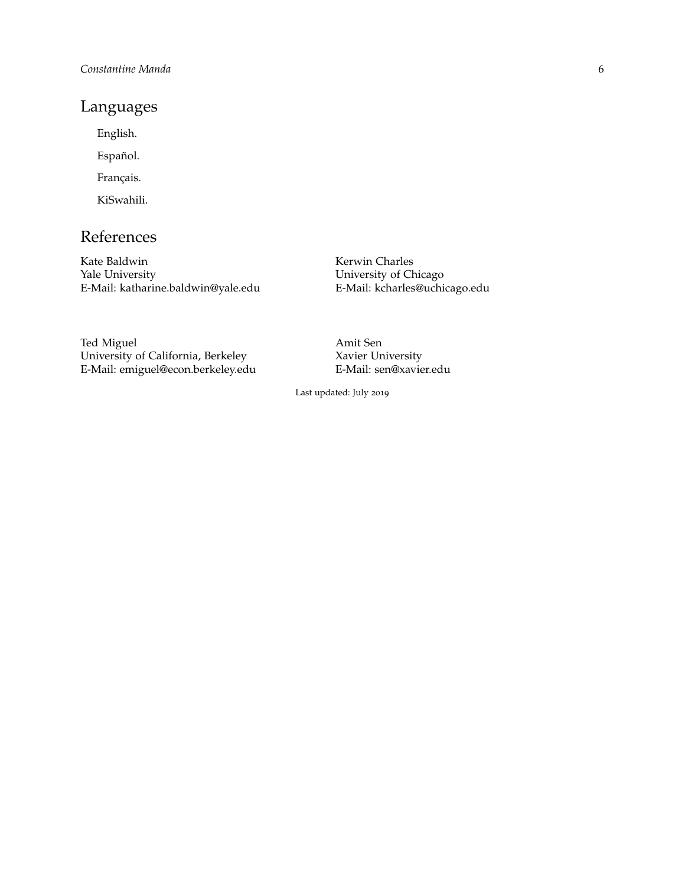## Languages

English.

Español.

Français.

KiSwahili.

## References

Kate Baldwin
Yale University
E-Mail: katharine.baldwin@yale.edu

Kerwin Charles
University of Chicago
E-Mail: kcharles@uchicago.edu

Ted Miguel
University of California, Berkeley
E-Mail: emiguel@econ.berkeley.edu

Amit Sen
Xavier University
E-Mail: sen@xavier.edu

Last updated: July 2019